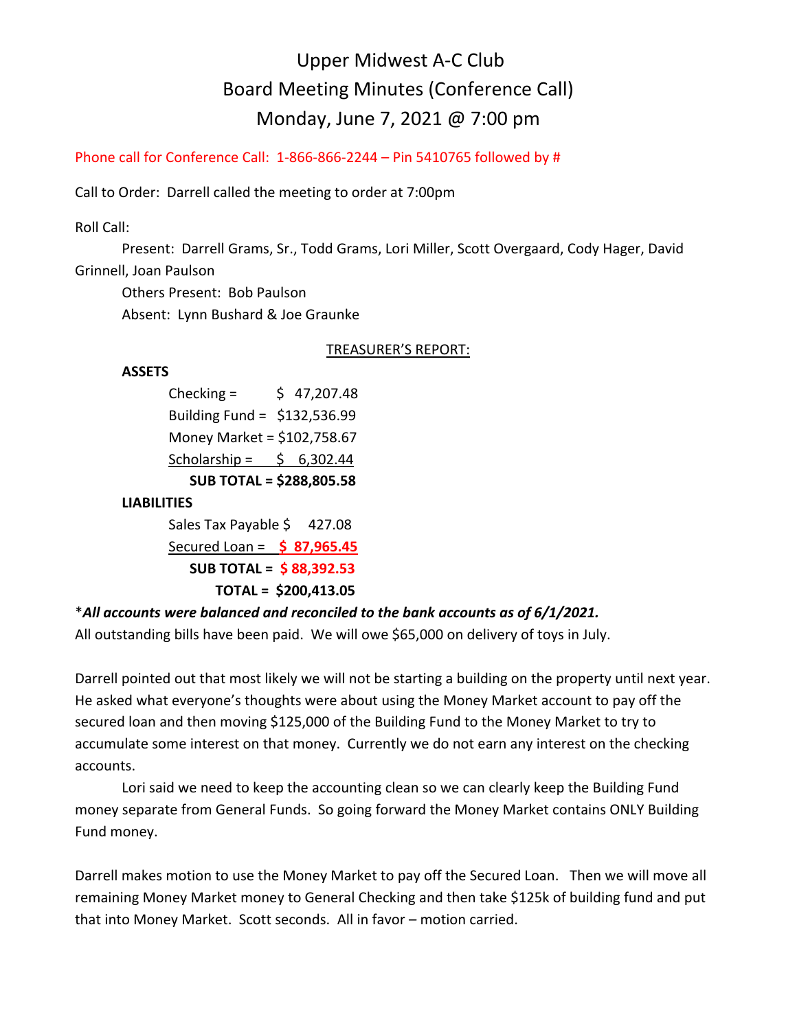# Upper Midwest A-C Club

## Board Meeting Minutes (Conference Call)

## Monday, June 7, 2021 @ 7:00 pm

Phone call for Conference Call: 1-866-866-2244 – Pin 5410765 followed by #

Call to Order: Darrell called the meeting to order at 7:00pm

Roll Call:

Present: Darrell Grams, Sr., Todd Grams, Lori Miller, Scott Overgaard, Cody Hager, David Grinnell, Joan Paulson

Others Present: Bob Paulson

Absent: Lynn Bushard & Joe Graunke

TREASURER'S REPORT:

**ASSETS**

Checking = $ 47,207.48

Building Fund = $132,536.99

Money Market = $102,758.67

Scholarship = $ 6,302.44

**SUB TOTAL = $288,805.58**

**LIABILITIES**

Sales Tax Payable $ 427.08

Secured Loan = **$ 87,965.45**

**SUB TOTAL = $ 88,392.53**

**TOTAL = $200,413.05**

****All accounts were balanced and reconciled to the bank accounts as of 6/1/2021.***

All outstanding bills have been paid. We will owe $65,000 on delivery of toys in July.

Darrell pointed out that most likely we will not be starting a building on the property until next year. He asked what everyone's thoughts were about using the Money Market account to pay off the secured loan and then moving $125,000 of the Building Fund to the Money Market to try to accumulate some interest on that money. Currently we do not earn any interest on the checking accounts.

Lori said we need to keep the accounting clean so we can clearly keep the Building Fund money separate from General Funds. So going forward the Money Market contains ONLY Building Fund money.

Darrell makes motion to use the Money Market to pay off the Secured Loan. Then we will move all remaining Money Market money to General Checking and then take $125k of building fund and put that into Money Market. Scott seconds. All in favor – motion carried.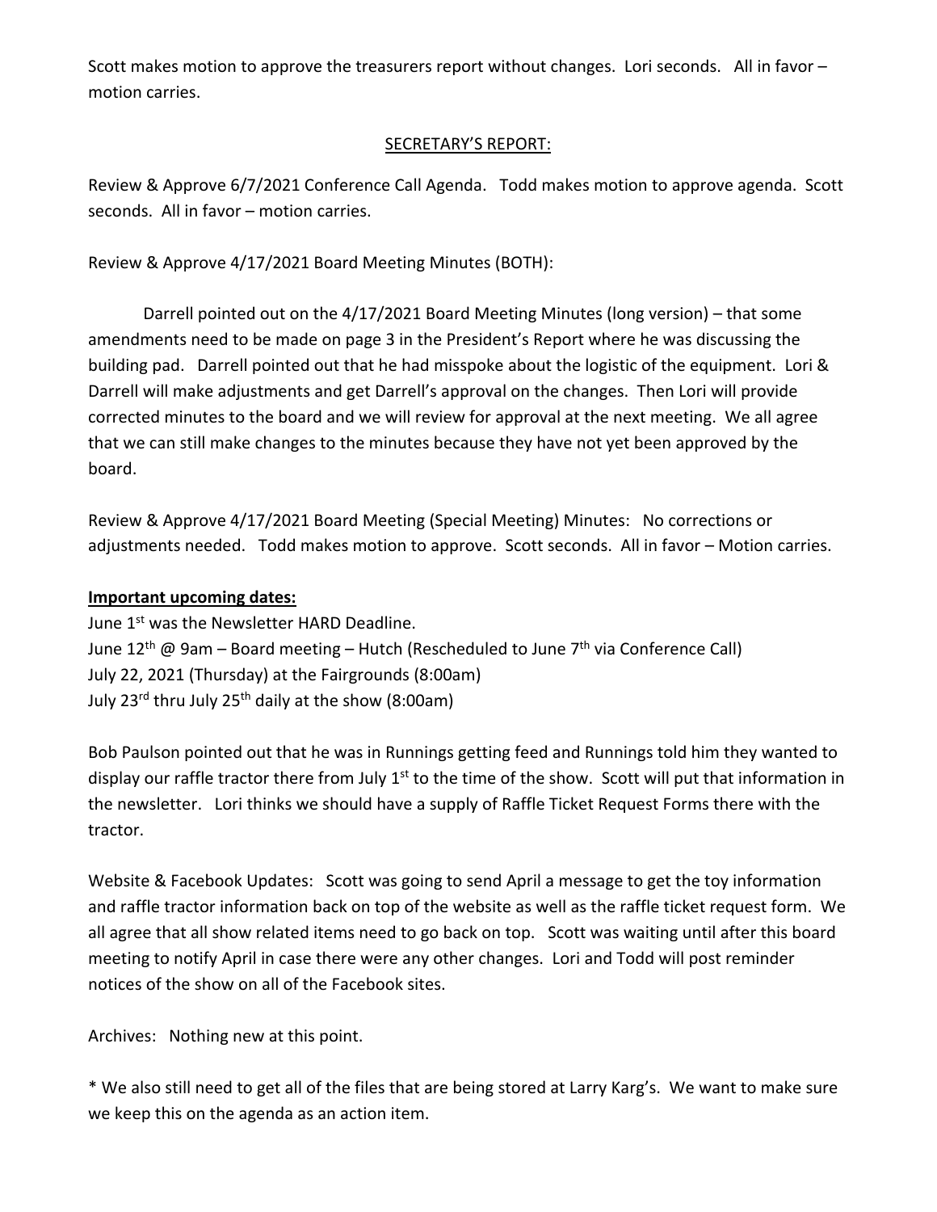Scott makes motion to approve the treasurers report without changes. Lori seconds. All in favor – motion carries.

## SECRETARY'S REPORT:

Review & Approve 6/7/2021 Conference Call Agenda. Todd makes motion to approve agenda. Scott seconds. All in favor – motion carries.

Review & Approve 4/17/2021 Board Meeting Minutes (BOTH):

Darrell pointed out on the 4/17/2021 Board Meeting Minutes (long version) – that some amendments need to be made on page 3 in the President's Report where he was discussing the building pad. Darrell pointed out that he had misspoke about the logistic of the equipment. Lori & Darrell will make adjustments and get Darrell's approval on the changes. Then Lori will provide corrected minutes to the board and we will review for approval at the next meeting. We all agree that we can still make changes to the minutes because they have not yet been approved by the board.

Review & Approve 4/17/2021 Board Meeting (Special Meeting) Minutes: No corrections or adjustments needed. Todd makes motion to approve. Scott seconds. All in favor – Motion carries.

**Important upcoming dates:**

June 1st was the Newsletter HARD Deadline.
June 12th @ 9am – Board meeting – Hutch (Rescheduled to June 7th via Conference Call)
July 22, 2021 (Thursday) at the Fairgrounds (8:00am)
July 23rd thru July 25th daily at the show (8:00am)

Bob Paulson pointed out that he was in Runnings getting feed and Runnings told him they wanted to display our raffle tractor there from July 1st to the time of the show. Scott will put that information in the newsletter. Lori thinks we should have a supply of Raffle Ticket Request Forms there with the tractor.

Website & Facebook Updates: Scott was going to send April a message to get the toy information and raffle tractor information back on top of the website as well as the raffle ticket request form. We all agree that all show related items need to go back on top. Scott was waiting until after this board meeting to notify April in case there were any other changes. Lori and Todd will post reminder notices of the show on all of the Facebook sites.

Archives: Nothing new at this point.

* We also still need to get all of the files that are being stored at Larry Karg's. We want to make sure we keep this on the agenda as an action item.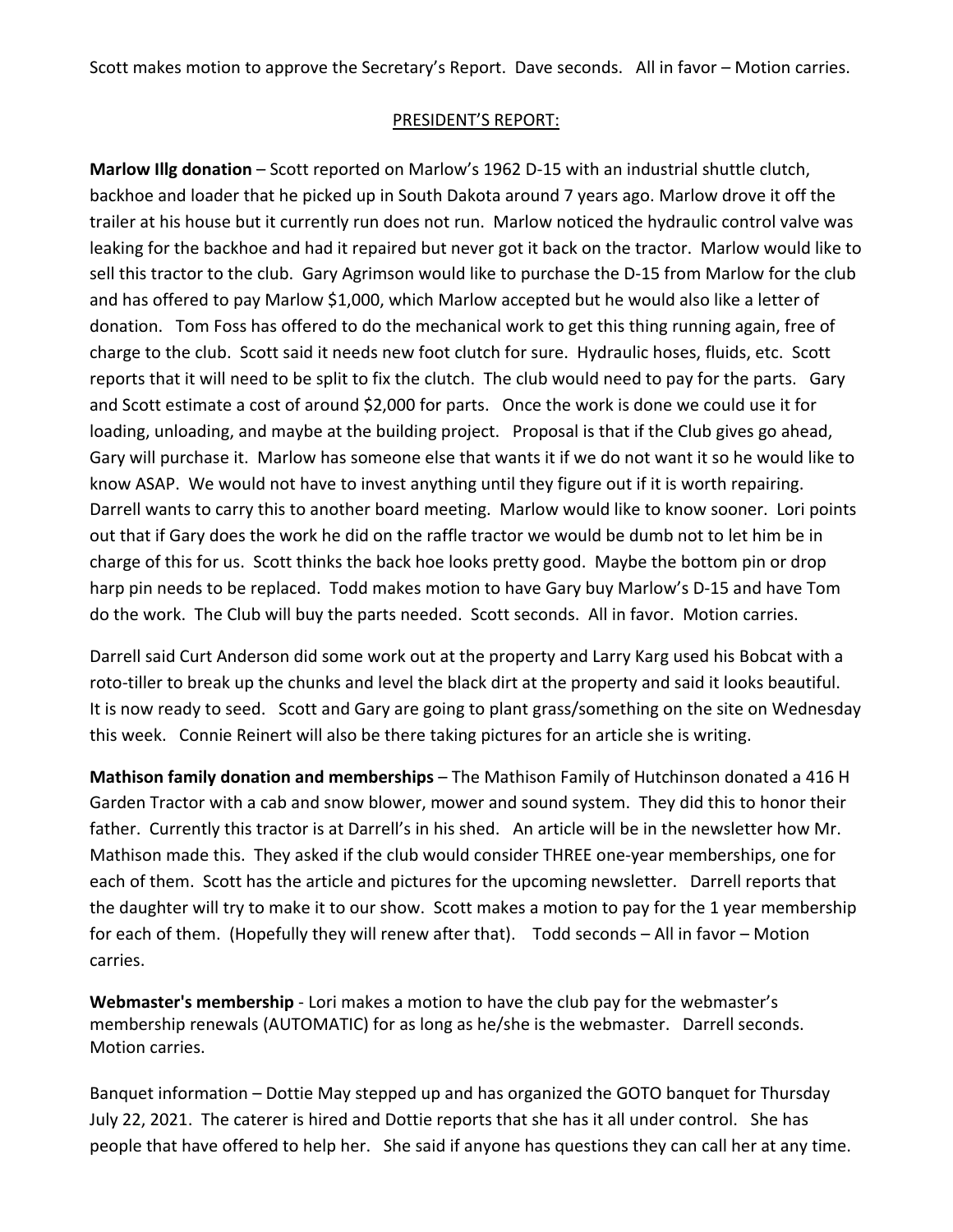Scott makes motion to approve the Secretary's Report. Dave seconds. All in favor – Motion carries.

## PRESIDENT'S REPORT:

**Marlow Illg donation** – Scott reported on Marlow's 1962 D-15 with an industrial shuttle clutch, backhoe and loader that he picked up in South Dakota around 7 years ago. Marlow drove it off the trailer at his house but it currently run does not run. Marlow noticed the hydraulic control valve was leaking for the backhoe and had it repaired but never got it back on the tractor. Marlow would like to sell this tractor to the club. Gary Agrimson would like to purchase the D-15 from Marlow for the club and has offered to pay Marlow $1,000, which Marlow accepted but he would also like a letter of donation. Tom Foss has offered to do the mechanical work to get this thing running again, free of charge to the club. Scott said it needs new foot clutch for sure. Hydraulic hoses, fluids, etc. Scott reports that it will need to be split to fix the clutch. The club would need to pay for the parts. Gary and Scott estimate a cost of around $2,000 for parts. Once the work is done we could use it for loading, unloading, and maybe at the building project. Proposal is that if the Club gives go ahead, Gary will purchase it. Marlow has someone else that wants it if we do not want it so he would like to know ASAP. We would not have to invest anything until they figure out if it is worth repairing. Darrell wants to carry this to another board meeting. Marlow would like to know sooner. Lori points out that if Gary does the work he did on the raffle tractor we would be dumb not to let him be in charge of this for us. Scott thinks the back hoe looks pretty good. Maybe the bottom pin or drop harp pin needs to be replaced. Todd makes motion to have Gary buy Marlow's D-15 and have Tom do the work. The Club will buy the parts needed. Scott seconds. All in favor. Motion carries.

Darrell said Curt Anderson did some work out at the property and Larry Karg used his Bobcat with a roto-tiller to break up the chunks and level the black dirt at the property and said it looks beautiful. It is now ready to seed. Scott and Gary are going to plant grass/something on the site on Wednesday this week. Connie Reinert will also be there taking pictures for an article she is writing.

**Mathison family donation and memberships** – The Mathison Family of Hutchinson donated a 416 H Garden Tractor with a cab and snow blower, mower and sound system. They did this to honor their father. Currently this tractor is at Darrell's in his shed. An article will be in the newsletter how Mr. Mathison made this. They asked if the club would consider THREE one-year memberships, one for each of them. Scott has the article and pictures for the upcoming newsletter. Darrell reports that the daughter will try to make it to our show. Scott makes a motion to pay for the 1 year membership for each of them. (Hopefully they will renew after that). Todd seconds – All in favor – Motion carries.

**Webmaster's membership** - Lori makes a motion to have the club pay for the webmaster's membership renewals (AUTOMATIC) for as long as he/she is the webmaster. Darrell seconds. Motion carries.

Banquet information – Dottie May stepped up and has organized the GOTO banquet for Thursday July 22, 2021. The caterer is hired and Dottie reports that she has it all under control. She has people that have offered to help her. She said if anyone has questions they can call her at any time.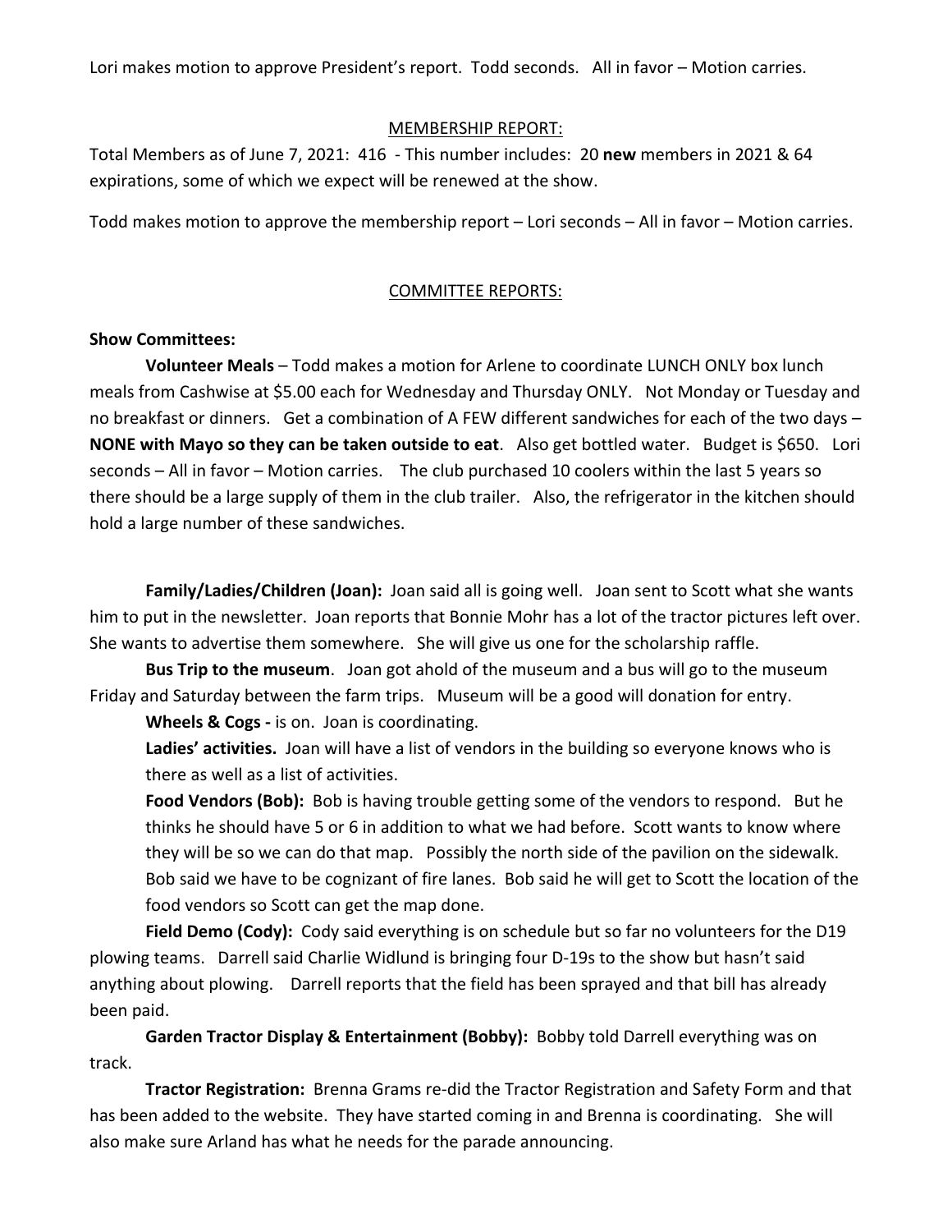Lori makes motion to approve President's report. Todd seconds. All in favor – Motion carries.

## MEMBERSHIP REPORT:

Total Members as of June 7, 2021: 416 - This number includes: 20 **new** members in 2021 & 64 expirations, some of which we expect will be renewed at the show.

Todd makes motion to approve the membership report – Lori seconds – All in favor – Motion carries.

## COMMITTEE REPORTS:

**Show Committees:**

**Volunteer Meals** – Todd makes a motion for Arlene to coordinate LUNCH ONLY box lunch meals from Cashwise at $5.00 each for Wednesday and Thursday ONLY. Not Monday or Tuesday and no breakfast or dinners. Get a combination of A FEW different sandwiches for each of the two days – **NONE with Mayo so they can be taken outside to eat**. Also get bottled water. Budget is $650. Lori seconds – All in favor – Motion carries. The club purchased 10 coolers within the last 5 years so there should be a large supply of them in the club trailer. Also, the refrigerator in the kitchen should hold a large number of these sandwiches.

**Family/Ladies/Children (Joan):** Joan said all is going well. Joan sent to Scott what she wants him to put in the newsletter. Joan reports that Bonnie Mohr has a lot of the tractor pictures left over. She wants to advertise them somewhere. She will give us one for the scholarship raffle.

**Bus Trip to the museum**. Joan got ahold of the museum and a bus will go to the museum Friday and Saturday between the farm trips. Museum will be a good will donation for entry.

**Wheels & Cogs -** is on. Joan is coordinating.

**Ladies' activities.** Joan will have a list of vendors in the building so everyone knows who is there as well as a list of activities.

**Food Vendors (Bob):** Bob is having trouble getting some of the vendors to respond. But he thinks he should have 5 or 6 in addition to what we had before. Scott wants to know where they will be so we can do that map. Possibly the north side of the pavilion on the sidewalk. Bob said we have to be cognizant of fire lanes. Bob said he will get to Scott the location of the food vendors so Scott can get the map done.

**Field Demo (Cody):** Cody said everything is on schedule but so far no volunteers for the D19 plowing teams. Darrell said Charlie Widlund is bringing four D-19s to the show but hasn't said anything about plowing. Darrell reports that the field has been sprayed and that bill has already been paid.

**Garden Tractor Display & Entertainment (Bobby):** Bobby told Darrell everything was on track.

**Tractor Registration:** Brenna Grams re-did the Tractor Registration and Safety Form and that has been added to the website. They have started coming in and Brenna is coordinating. She will also make sure Arland has what he needs for the parade announcing.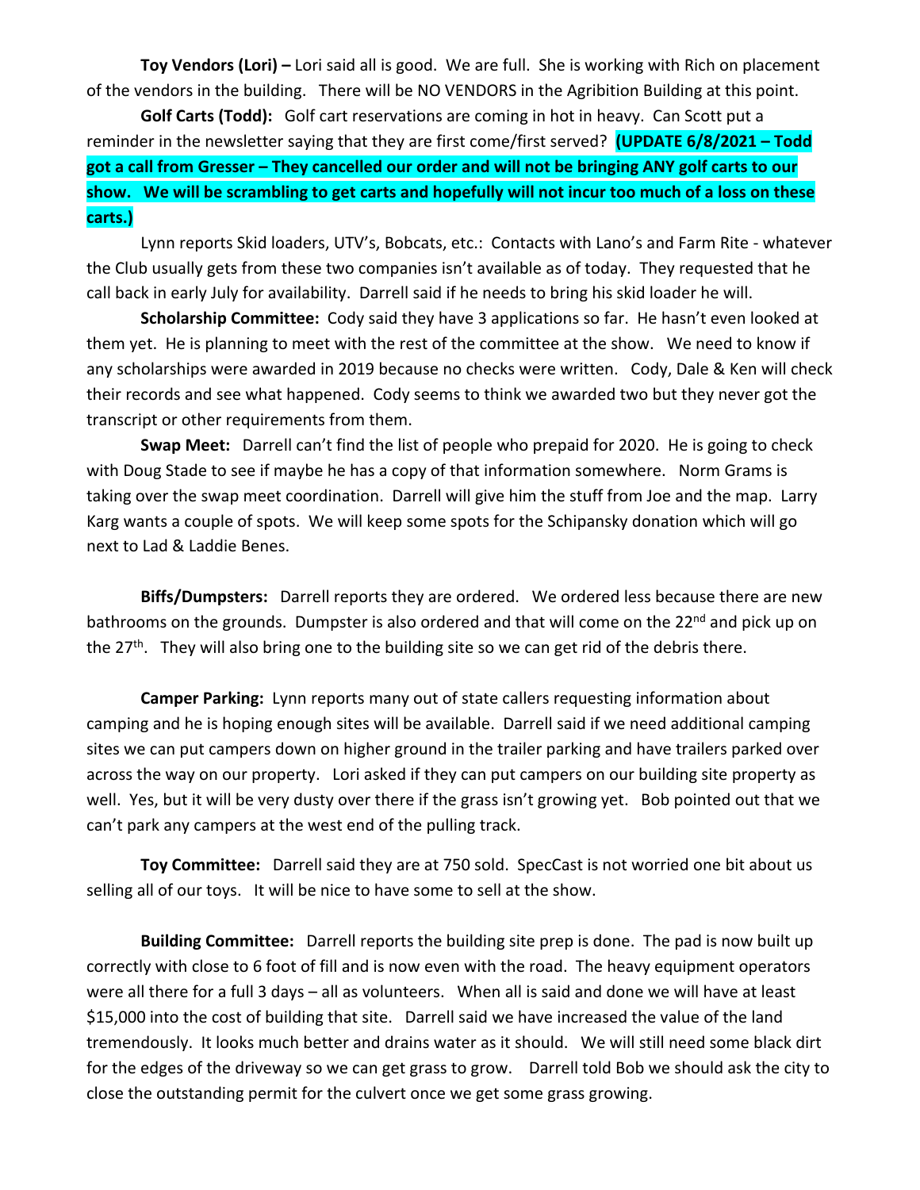**Toy Vendors (Lori) –** Lori said all is good. We are full. She is working with Rich on placement of the vendors in the building. There will be NO VENDORS in the Agribition Building at this point.

**Golf Carts (Todd):** Golf cart reservations are coming in hot in heavy. Can Scott put a reminder in the newsletter saying that they are first come/first served? **(UPDATE 6/8/2021 – Todd got a call from Gresser – They cancelled our order and will not be bringing ANY golf carts to our show. We will be scrambling to get carts and hopefully will not incur too much of a loss on these carts.)**

Lynn reports Skid loaders, UTV's, Bobcats, etc.: Contacts with Lano's and Farm Rite - whatever the Club usually gets from these two companies isn't available as of today. They requested that he call back in early July for availability. Darrell said if he needs to bring his skid loader he will.

**Scholarship Committee:** Cody said they have 3 applications so far. He hasn't even looked at them yet. He is planning to meet with the rest of the committee at the show. We need to know if any scholarships were awarded in 2019 because no checks were written. Cody, Dale & Ken will check their records and see what happened. Cody seems to think we awarded two but they never got the transcript or other requirements from them.

**Swap Meet:** Darrell can't find the list of people who prepaid for 2020. He is going to check with Doug Stade to see if maybe he has a copy of that information somewhere. Norm Grams is taking over the swap meet coordination. Darrell will give him the stuff from Joe and the map. Larry Karg wants a couple of spots. We will keep some spots for the Schipansky donation which will go next to Lad & Laddie Benes.

**Biffs/Dumpsters:** Darrell reports they are ordered. We ordered less because there are new bathrooms on the grounds. Dumpster is also ordered and that will come on the 22nd and pick up on the 27th. They will also bring one to the building site so we can get rid of the debris there.

**Camper Parking:** Lynn reports many out of state callers requesting information about camping and he is hoping enough sites will be available. Darrell said if we need additional camping sites we can put campers down on higher ground in the trailer parking and have trailers parked over across the way on our property. Lori asked if they can put campers on our building site property as well. Yes, but it will be very dusty over there if the grass isn't growing yet. Bob pointed out that we can't park any campers at the west end of the pulling track.

**Toy Committee:** Darrell said they are at 750 sold. SpecCast is not worried one bit about us selling all of our toys. It will be nice to have some to sell at the show.

**Building Committee:** Darrell reports the building site prep is done. The pad is now built up correctly with close to 6 foot of fill and is now even with the road. The heavy equipment operators were all there for a full 3 days – all as volunteers. When all is said and done we will have at least $15,000 into the cost of building that site. Darrell said we have increased the value of the land tremendously. It looks much better and drains water as it should. We will still need some black dirt for the edges of the driveway so we can get grass to grow. Darrell told Bob we should ask the city to close the outstanding permit for the culvert once we get some grass growing.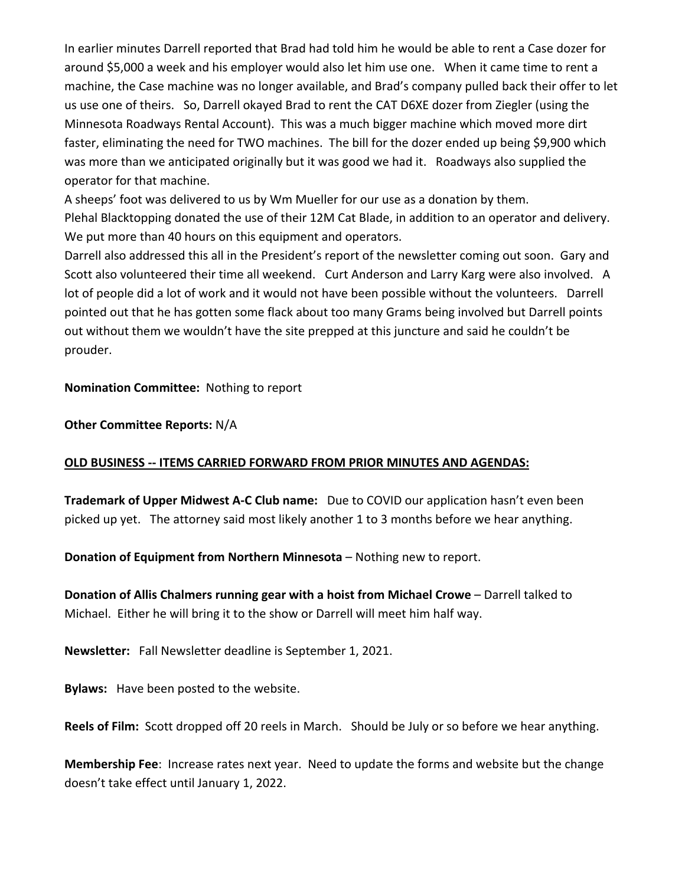In earlier minutes Darrell reported that Brad had told him he would be able to rent a Case dozer for around $5,000 a week and his employer would also let him use one. When it came time to rent a machine, the Case machine was no longer available, and Brad's company pulled back their offer to let us use one of theirs. So, Darrell okayed Brad to rent the CAT D6XE dozer from Ziegler (using the Minnesota Roadways Rental Account). This was a much bigger machine which moved more dirt faster, eliminating the need for TWO machines. The bill for the dozer ended up being $9,900 which was more than we anticipated originally but it was good we had it. Roadways also supplied the operator for that machine.

A sheeps' foot was delivered to us by Wm Mueller for our use as a donation by them.

Plehal Blacktopping donated the use of their 12M Cat Blade, in addition to an operator and delivery. We put more than 40 hours on this equipment and operators.

Darrell also addressed this all in the President's report of the newsletter coming out soon. Gary and Scott also volunteered their time all weekend. Curt Anderson and Larry Karg were also involved. A lot of people did a lot of work and it would not have been possible without the volunteers. Darrell pointed out that he has gotten some flack about too many Grams being involved but Darrell points out without them we wouldn't have the site prepped at this juncture and said he couldn't be prouder.

**Nomination Committee:** Nothing to report

**Other Committee Reports:** N/A

**OLD BUSINESS -- ITEMS CARRIED FORWARD FROM PRIOR MINUTES AND AGENDAS:**

**Trademark of Upper Midwest A-C Club name:** Due to COVID our application hasn't even been picked up yet. The attorney said most likely another 1 to 3 months before we hear anything.

**Donation of Equipment from Northern Minnesota** – Nothing new to report.

**Donation of Allis Chalmers running gear with a hoist from Michael Crowe** – Darrell talked to Michael. Either he will bring it to the show or Darrell will meet him half way.

**Newsletter:** Fall Newsletter deadline is September 1, 2021.

**Bylaws:** Have been posted to the website.

**Reels of Film:** Scott dropped off 20 reels in March. Should be July or so before we hear anything.

**Membership Fee**: Increase rates next year. Need to update the forms and website but the change doesn't take effect until January 1, 2022.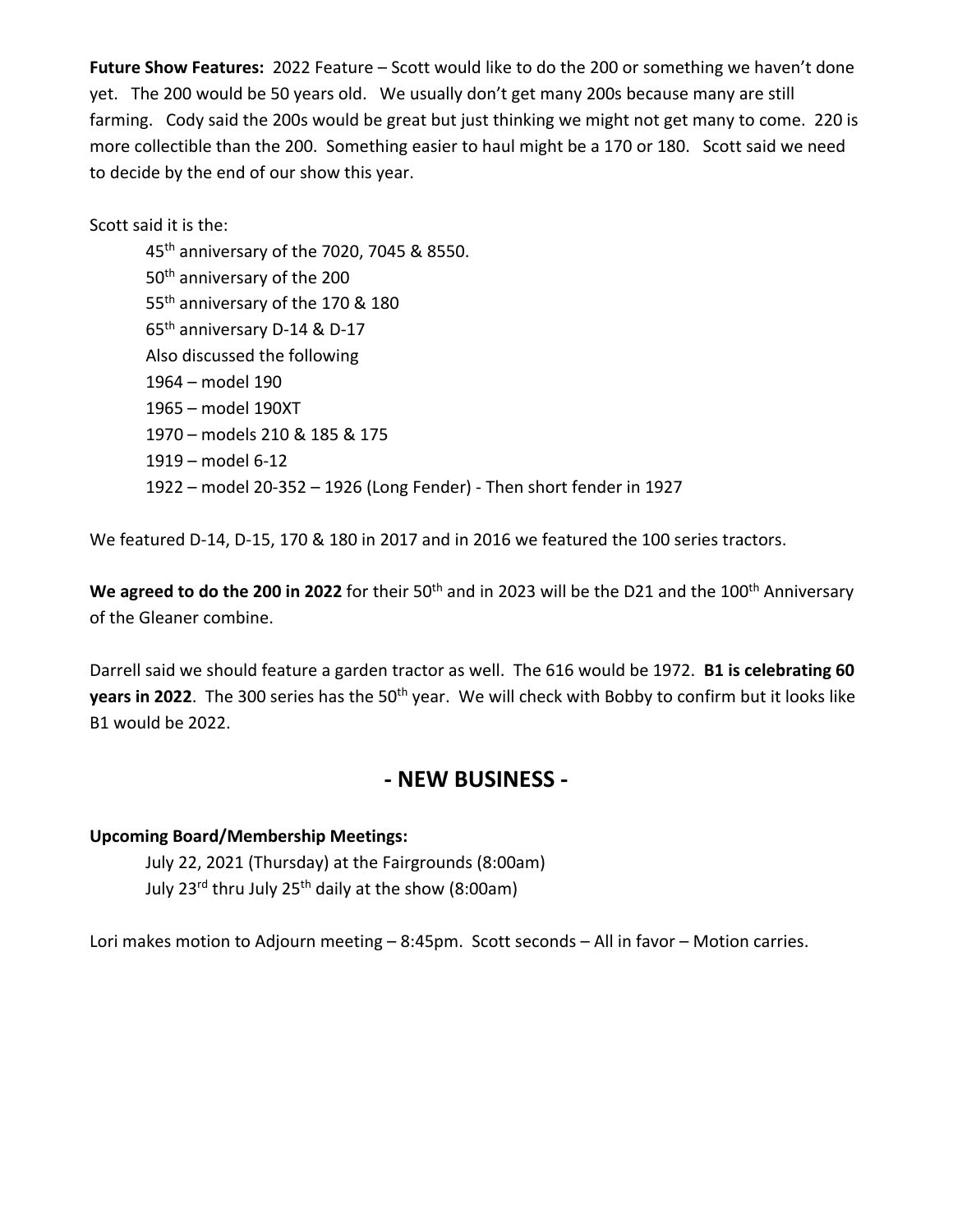**Future Show Features:** 2022 Feature – Scott would like to do the 200 or something we haven't done yet. The 200 would be 50 years old. We usually don't get many 200s because many are still farming. Cody said the 200s would be great but just thinking we might not get many to come. 220 is more collectible than the 200. Something easier to haul might be a 170 or 180. Scott said we need to decide by the end of our show this year.

Scott said it is the:

45th anniversary of the 7020, 7045 & 8550.
50th anniversary of the 200
55th anniversary of the 170 & 180
65th anniversary D-14 & D-17
Also discussed the following
1964 – model 190
1965 – model 190XT
1970 – models 210 & 185 & 175
1919 – model 6-12
1922 – model 20-352 – 1926 (Long Fender) - Then short fender in 1927

We featured D-14, D-15, 170 & 180 in 2017 and in 2016 we featured the 100 series tractors.

**We agreed to do the 200 in 2022** for their 50th and in 2023 will be the D21 and the 100th Anniversary of the Gleaner combine.

Darrell said we should feature a garden tractor as well. The 616 would be 1972. **B1 is celebrating 60 years in 2022**. The 300 series has the 50th year. We will check with Bobby to confirm but it looks like B1 would be 2022.

## - NEW BUSINESS -

**Upcoming Board/Membership Meetings:**

July 22, 2021 (Thursday) at the Fairgrounds (8:00am)
July 23rd thru July 25th daily at the show (8:00am)

Lori makes motion to Adjourn meeting – 8:45pm. Scott seconds – All in favor – Motion carries.